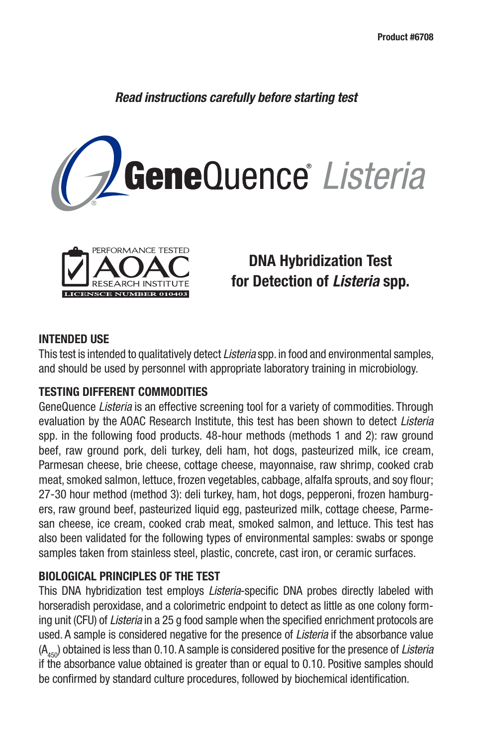Product #6708

*Read instructions carefully before starting test*

# GeneQuence® *Listeria*

PERFORMANCE TESTED AOAC RESEARCH INSTITUTE LICENSCE NUMBER 010403

## DNA Hybridization Test for Detection of *Listeria* spp.

### INTENDED USE

This test is intended to qualitatively detect *Listeria* spp. in food and environmental samples, and should be used by personnel with appropriate laboratory training in microbiology.

### TESTING DIFFERENT COMMODITIES

GeneQuence *Listeria* is an effective screening tool for a variety of commodities. Through evaluation by the AOAC Research Institute, this test has been shown to detect *Listeria* spp. in the following food products. 48-hour methods (methods 1 and 2): raw ground beef, raw ground pork, deli turkey, deli ham, hot dogs, pasteurized milk, ice cream, Parmesan cheese, brie cheese, cottage cheese, mayonnaise, raw shrimp, cooked crab meat, smoked salmon, lettuce, frozen vegetables, cabbage, alfalfa sprouts, and soy flour; 27-30 hour method (method 3): deli turkey, ham, hot dogs, pepperoni, frozen hamburgers, raw ground beef, pasteurized liquid egg, pasteurized milk, cottage cheese, Parmesan cheese, ice cream, cooked crab meat, smoked salmon, and lettuce. This test has also been validated for the following types of environmental samples: swabs or sponge samples taken from stainless steel, plastic, concrete, cast iron, or ceramic surfaces.

### BIOLOGICAL PRINCIPLES OF THE TEST

This DNA hybridization test employs *Listeria*-specific DNA probes directly labeled with horseradish peroxidase, and a colorimetric endpoint to detect as little as one colony forming unit (CFU) of *Listeria* in a 25 g food sample when the specified enrichment protocols are used. A sample is considered negative for the presence of *Listeria* if the absorbance value ($A_{450}$) obtained is less than 0.10. A sample is considered positive for the presence of *Listeria* if the absorbance value obtained is greater than or equal to 0.10. Positive samples should be confirmed by standard culture procedures, followed by biochemical identification.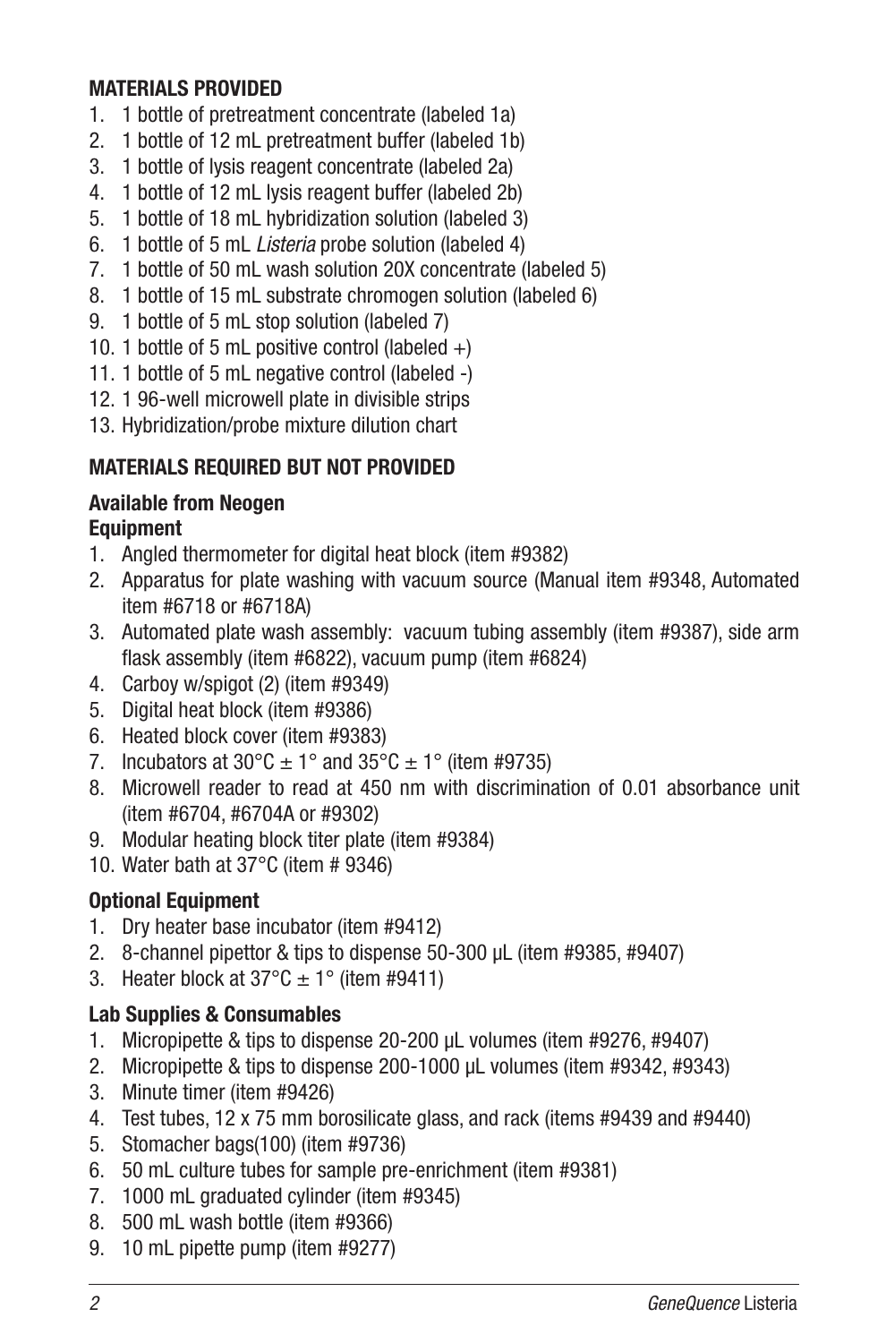### MATERIALS PROVIDED

1. 1 bottle of pretreatment concentrate (labeled 1a)
2. 1 bottle of 12 mL pretreatment buffer (labeled 1b)
3. 1 bottle of lysis reagent concentrate (labeled 2a)
4. 1 bottle of 12 mL lysis reagent buffer (labeled 2b)
5. 1 bottle of 18 mL hybridization solution (labeled 3)
6. 1 bottle of 5 mL *Listeria* probe solution (labeled 4)
7. 1 bottle of 50 mL wash solution 20X concentrate (labeled 5)
8. 1 bottle of 15 mL substrate chromogen solution (labeled 6)
9. 1 bottle of 5 mL stop solution (labeled 7)
10. 1 bottle of 5 mL positive control (labeled +)
11. 1 bottle of 5 mL negative control (labeled -)
12. 1 96-well microwell plate in divisible strips
13. Hybridization/probe mixture dilution chart

### MATERIALS REQUIRED BUT NOT PROVIDED

#### Available from Neogen

#### Equipment

1. Angled thermometer for digital heat block (item #9382)
2. Apparatus for plate washing with vacuum source (Manual item #9348, Automated item #6718 or #6718A)
3. Automated plate wash assembly: vacuum tubing assembly (item #9387), side arm flask assembly (item #6822), vacuum pump (item #6824)
4. Carboy w/spigot (2) (item #9349)
5. Digital heat block (item #9386)
6. Heated block cover (item #9383)
7. Incubators at 30°C ± 1° and 35°C ± 1° (item #9735)
8. Microwell reader to read at 450 nm with discrimination of 0.01 absorbance unit (item #6704, #6704A or #9302)
9. Modular heating block titer plate (item #9384)
10. Water bath at 37°C (item # 9346)

#### Optional Equipment

1. Dry heater base incubator (item #9412)
2. 8-channel pipettor & tips to dispense 50-300 µL (item #9385, #9407)
3. Heater block at 37°C ± 1° (item #9411)

#### Lab Supplies & Consumables

1. Micropipette & tips to dispense 20-200 µL volumes (item #9276, #9407)
2. Micropipette & tips to dispense 200-1000 µL volumes (item #9342, #9343)
3. Minute timer (item #9426)
4. Test tubes, 12 x 75 mm borosilicate glass, and rack (items #9439 and #9440)
5. Stomacher bags(100) (item #9736)
6. 50 mL culture tubes for sample pre-enrichment (item #9381)
7. 1000 mL graduated cylinder (item #9345)
8. 500 mL wash bottle (item #9366)
9. 10 mL pipette pump (item #9277)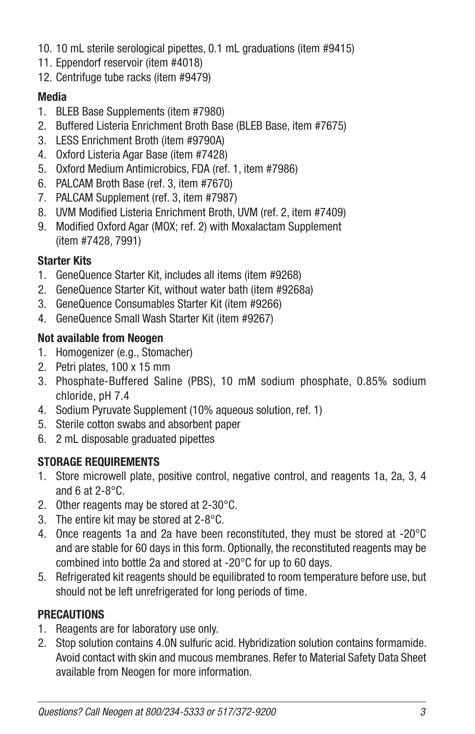10. 10 mL sterile serological pipettes, 0.1 mL graduations (item #9415)
11. Eppendorf reservoir (item #4018)
12. Centrifuge tube racks (item #9479)

**Media**

1. BLEB Base Supplements (item #7980)
2. Buffered Listeria Enrichment Broth Base (BLEB Base, item #7675)
3. LESS Enrichment Broth (item #9790A)
4. Oxford Listeria Agar Base (item #7428)
5. Oxford Medium Antimicrobics, FDA (ref. 1, item #7986)
6. PALCAM Broth Base (ref. 3, item #7670)
7. PALCAM Supplement (ref. 3, item #7987)
8. UVM Modified Listeria Enrichment Broth, UVM (ref. 2, item #7409)
9. Modified Oxford Agar (MOX; ref. 2) with Moxalactam Supplement (item #7428, 7991)

**Starter Kits**

1. GeneQuence Starter Kit, includes all items (item #9268)
2. GeneQuence Starter Kit, without water bath (item #9268a)
3. GeneQuence Consumables Starter Kit (item #9266)
4. GeneQuence Small Wash Starter Kit (item #9267)

**Not available from Neogen**

1. Homogenizer (e.g., Stomacher)
2. Petri plates, 100 x 15 mm
3. Phosphate-Buffered Saline (PBS), 10 mM sodium phosphate, 0.85% sodium chloride, pH 7.4
4. Sodium Pyruvate Supplement (10% aqueous solution, ref. 1)
5. Sterile cotton swabs and absorbent paper
6. 2 mL disposable graduated pipettes

**STORAGE REQUIREMENTS**

1. Store microwell plate, positive control, negative control, and reagents 1a, 2a, 3, 4 and 6 at 2-8°C.
2. Other reagents may be stored at 2-30°C.
3. The entire kit may be stored at 2-8°C.
4. Once reagents 1a and 2a have been reconstituted, they must be stored at -20°C and are stable for 60 days in this form. Optionally, the reconstituted reagents may be combined into bottle 2a and stored at -20°C for up to 60 days.
5. Refrigerated kit reagents should be equilibrated to room temperature before use, but should not be left unrefrigerated for long periods of time.

**PRECAUTIONS**

1. Reagents are for laboratory use only.
2. Stop solution contains 4.0N sulfuric acid. Hybridization solution contains formamide. Avoid contact with skin and mucous membranes. Refer to Material Safety Data Sheet available from Neogen for more information.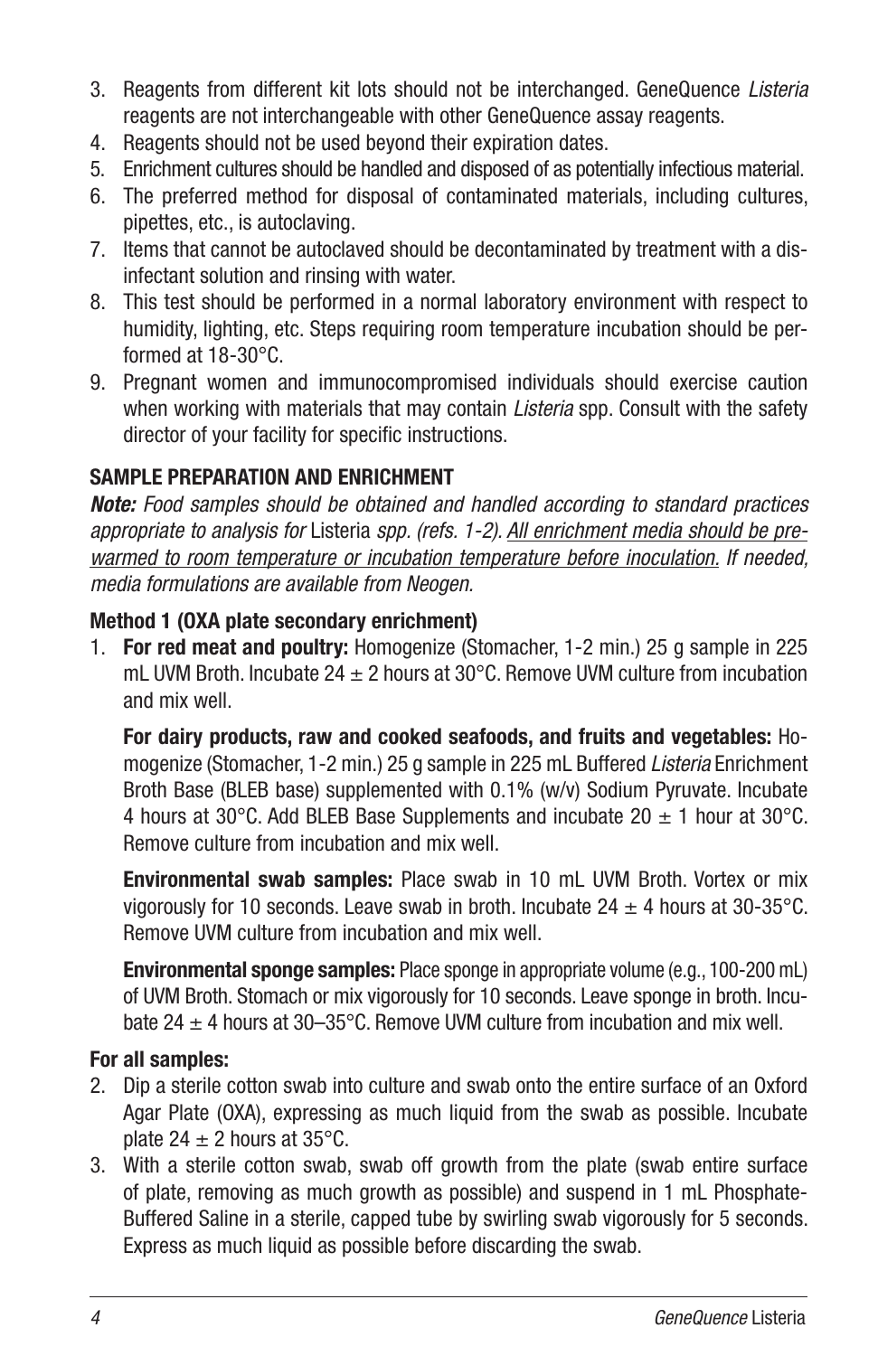3. Reagents from different kit lots should not be interchanged. GeneQuence *Listeria* reagents are not interchangeable with other GeneQuence assay reagents.
4. Reagents should not be used beyond their expiration dates.
5. Enrichment cultures should be handled and disposed of as potentially infectious material.
6. The preferred method for disposal of contaminated materials, including cultures, pipettes, etc., is autoclaving.
7. Items that cannot be autoclaved should be decontaminated by treatment with a disinfectant solution and rinsing with water.
8. This test should be performed in a normal laboratory environment with respect to humidity, lighting, etc. Steps requiring room temperature incubation should be performed at 18-30°C.
9. Pregnant women and immunocompromised individuals should exercise caution when working with materials that may contain *Listeria* spp. Consult with the safety director of your facility for specific instructions.

**SAMPLE PREPARATION AND ENRICHMENT**

***Note:*** *Food samples should be obtained and handled according to standard practices appropriate to analysis for* Listeria *spp. (refs. 1-2). All enrichment media should be prewarmed to room temperature or incubation temperature before inoculation. If needed, media formulations are available from Neogen.*

**Method 1 (OXA plate secondary enrichment)**

1. **For red meat and poultry:** Homogenize (Stomacher, 1-2 min.) 25 g sample in 225 mL UVM Broth. Incubate 24 ± 2 hours at 30°C. Remove UVM culture from incubation and mix well.

   **For dairy products, raw and cooked seafoods, and fruits and vegetables:** Homogenize (Stomacher, 1-2 min.) 25 g sample in 225 mL Buffered *Listeria* Enrichment Broth Base (BLEB base) supplemented with 0.1% (w/v) Sodium Pyruvate. Incubate 4 hours at 30°C. Add BLEB Base Supplements and incubate 20 ± 1 hour at 30°C. Remove culture from incubation and mix well.

   **Environmental swab samples:** Place swab in 10 mL UVM Broth. Vortex or mix vigorously for 10 seconds. Leave swab in broth. Incubate 24 ± 4 hours at 30-35°C. Remove UVM culture from incubation and mix well.

   **Environmental sponge samples:** Place sponge in appropriate volume (e.g., 100-200 mL) of UVM Broth. Stomach or mix vigorously for 10 seconds. Leave sponge in broth. Incubate 24 ± 4 hours at 30–35°C. Remove UVM culture from incubation and mix well.

**For all samples:**

2. Dip a sterile cotton swab into culture and swab onto the entire surface of an Oxford Agar Plate (OXA), expressing as much liquid from the swab as possible. Incubate plate 24 ± 2 hours at 35°C.
3. With a sterile cotton swab, swab off growth from the plate (swab entire surface of plate, removing as much growth as possible) and suspend in 1 mL Phosphate-Buffered Saline in a sterile, capped tube by swirling swab vigorously for 5 seconds. Express as much liquid as possible before discarding the swab.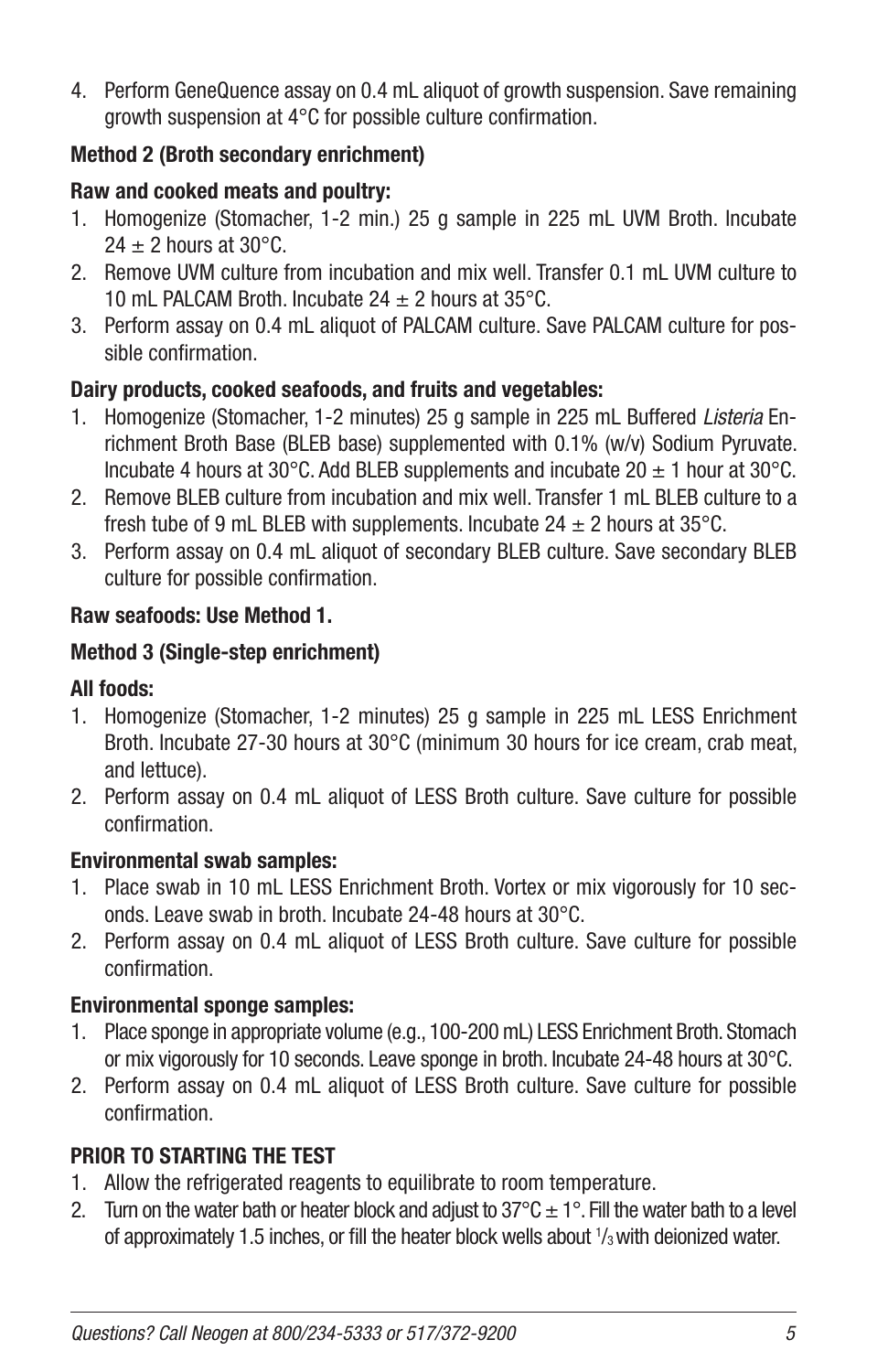4. Perform GeneQuence assay on 0.4 mL aliquot of growth suspension. Save remaining growth suspension at 4°C for possible culture confirmation.

**Method 2 (Broth secondary enrichment)**

**Raw and cooked meats and poultry:**

1. Homogenize (Stomacher, 1-2 min.) 25 g sample in 225 mL UVM Broth. Incubate 24 ± 2 hours at 30°C.
2. Remove UVM culture from incubation and mix well. Transfer 0.1 mL UVM culture to 10 mL PALCAM Broth. Incubate 24 ± 2 hours at 35°C.
3. Perform assay on 0.4 mL aliquot of PALCAM culture. Save PALCAM culture for possible confirmation.

**Dairy products, cooked seafoods, and fruits and vegetables:**

1. Homogenize (Stomacher, 1-2 minutes) 25 g sample in 225 mL Buffered *Listeria* Enrichment Broth Base (BLEB base) supplemented with 0.1% (w/v) Sodium Pyruvate. Incubate 4 hours at 30°C. Add BLEB supplements and incubate 20 ± 1 hour at 30°C.
2. Remove BLEB culture from incubation and mix well. Transfer 1 mL BLEB culture to a fresh tube of 9 mL BLEB with supplements. Incubate 24 ± 2 hours at 35°C.
3. Perform assay on 0.4 mL aliquot of secondary BLEB culture. Save secondary BLEB culture for possible confirmation.

**Raw seafoods: Use Method 1.**

**Method 3 (Single-step enrichment)**

**All foods:**

1. Homogenize (Stomacher, 1-2 minutes) 25 g sample in 225 mL LESS Enrichment Broth. Incubate 27-30 hours at 30°C (minimum 30 hours for ice cream, crab meat, and lettuce).
2. Perform assay on 0.4 mL aliquot of LESS Broth culture. Save culture for possible confirmation.

**Environmental swab samples:**

1. Place swab in 10 mL LESS Enrichment Broth. Vortex or mix vigorously for 10 seconds. Leave swab in broth. Incubate 24-48 hours at 30°C.
2. Perform assay on 0.4 mL aliquot of LESS Broth culture. Save culture for possible confirmation.

**Environmental sponge samples:**

1. Place sponge in appropriate volume (e.g., 100-200 mL) LESS Enrichment Broth. Stomach or mix vigorously for 10 seconds. Leave sponge in broth. Incubate 24-48 hours at 30°C.
2. Perform assay on 0.4 mL aliquot of LESS Broth culture. Save culture for possible confirmation.

**PRIOR TO STARTING THE TEST**

1. Allow the refrigerated reagents to equilibrate to room temperature.
2. Turn on the water bath or heater block and adjust to 37°C ± 1°. Fill the water bath to a level of approximately 1.5 inches, or fill the heater block wells about 1/3 with deionized water.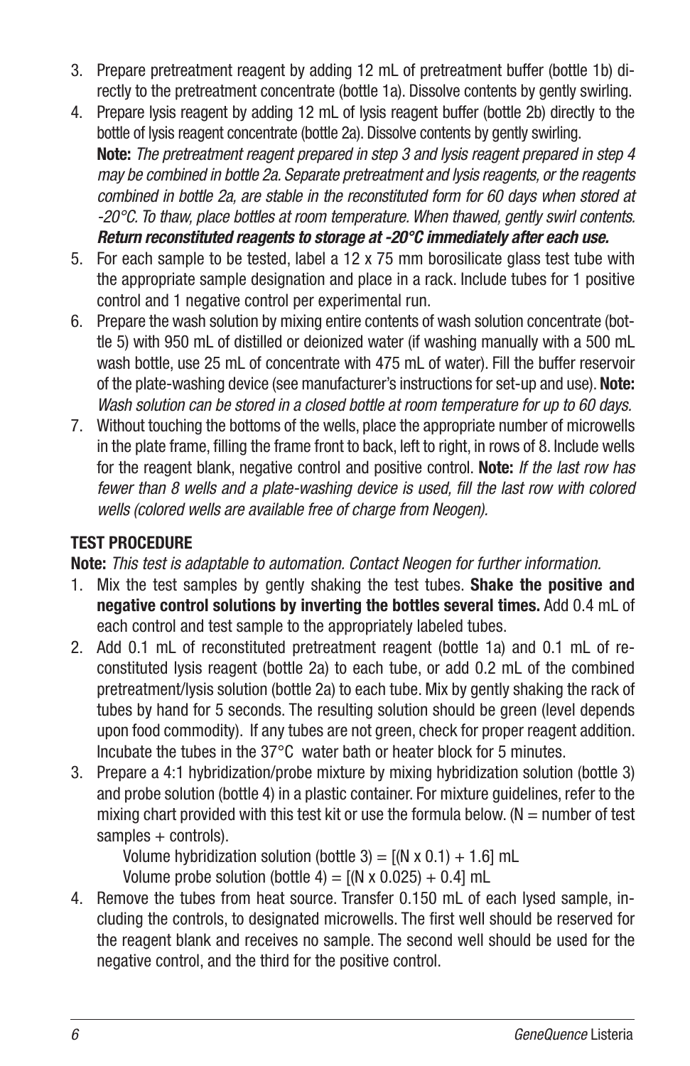3. Prepare pretreatment reagent by adding 12 mL of pretreatment buffer (bottle 1b) directly to the pretreatment concentrate (bottle 1a). Dissolve contents by gently swirling.
4. Prepare lysis reagent by adding 12 mL of lysis reagent buffer (bottle 2b) directly to the bottle of lysis reagent concentrate (bottle 2a). Dissolve contents by gently swirling.
   **Note:** *The pretreatment reagent prepared in step 3 and lysis reagent prepared in step 4 may be combined in bottle 2a. Separate pretreatment and lysis reagents, or the reagents combined in bottle 2a, are stable in the reconstituted form for 60 days when stored at -20°C. To thaw, place bottles at room temperature. When thawed, gently swirl contents.* ***Return reconstituted reagents to storage at -20°C immediately after each use.***
5. For each sample to be tested, label a 12 x 75 mm borosilicate glass test tube with the appropriate sample designation and place in a rack. Include tubes for 1 positive control and 1 negative control per experimental run.
6. Prepare the wash solution by mixing entire contents of wash solution concentrate (bottle 5) with 950 mL of distilled or deionized water (if washing manually with a 500 mL wash bottle, use 25 mL of concentrate with 475 mL of water). Fill the buffer reservoir of the plate-washing device (see manufacturer's instructions for set-up and use). **Note:** *Wash solution can be stored in a closed bottle at room temperature for up to 60 days.*
7. Without touching the bottoms of the wells, place the appropriate number of microwells in the plate frame, filling the frame front to back, left to right, in rows of 8. Include wells for the reagent blank, negative control and positive control. **Note:** *If the last row has fewer than 8 wells and a plate-washing device is used, fill the last row with colored wells (colored wells are available free of charge from Neogen).*

**TEST PROCEDURE**

**Note:** *This test is adaptable to automation. Contact Neogen for further information.*

1. Mix the test samples by gently shaking the test tubes. **Shake the positive and negative control solutions by inverting the bottles several times.** Add 0.4 mL of each control and test sample to the appropriately labeled tubes.
2. Add 0.1 mL of reconstituted pretreatment reagent (bottle 1a) and 0.1 mL of reconstituted lysis reagent (bottle 2a) to each tube, or add 0.2 mL of the combined pretreatment/lysis solution (bottle 2a) to each tube. Mix by gently shaking the rack of tubes by hand for 5 seconds. The resulting solution should be green (level depends upon food commodity). If any tubes are not green, check for proper reagent addition. Incubate the tubes in the 37°C water bath or heater block for 5 minutes.
3. Prepare a 4:1 hybridization/probe mixture by mixing hybridization solution (bottle 3) and probe solution (bottle 4) in a plastic container. For mixture guidelines, refer to the mixing chart provided with this test kit or use the formula below. (N = number of test samples + controls).

   Volume hybridization solution (bottle 3) = $[(N \times 0.1) + 1.6]$ mL

   Volume probe solution (bottle 4) = $[(N \times 0.025) + 0.4]$ mL
4. Remove the tubes from heat source. Transfer 0.150 mL of each lysed sample, including the controls, to designated microwells. The first well should be reserved for the reagent blank and receives no sample. The second well should be used for the negative control, and the third for the positive control.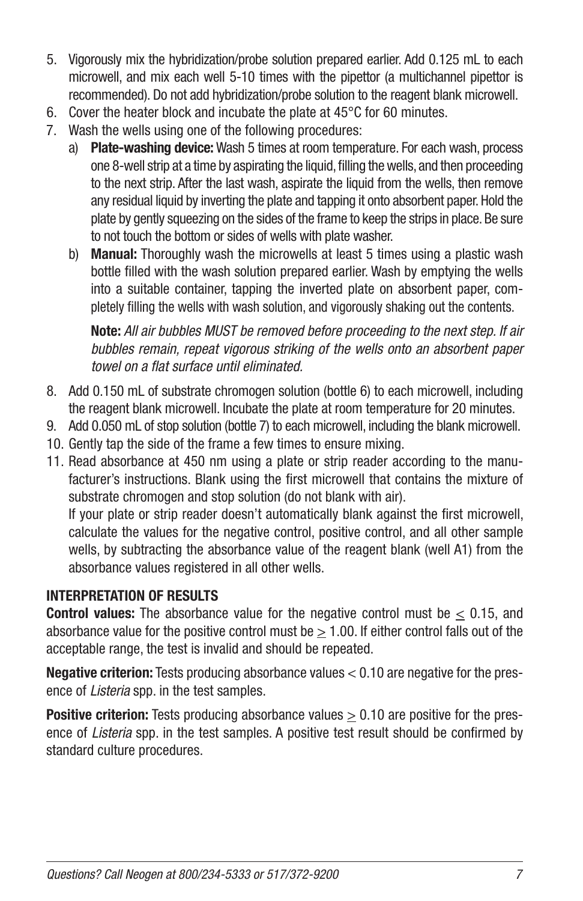5. Vigorously mix the hybridization/probe solution prepared earlier. Add 0.125 mL to each microwell, and mix each well 5-10 times with the pipettor (a multichannel pipettor is recommended). Do not add hybridization/probe solution to the reagent blank microwell.
6. Cover the heater block and incubate the plate at 45°C for 60 minutes.
7. Wash the wells using one of the following procedures:
   a) **Plate-washing device:** Wash 5 times at room temperature. For each wash, process one 8-well strip at a time by aspirating the liquid, filling the wells, and then proceeding to the next strip. After the last wash, aspirate the liquid from the wells, then remove any residual liquid by inverting the plate and tapping it onto absorbent paper. Hold the plate by gently squeezing on the sides of the frame to keep the strips in place. Be sure to not touch the bottom or sides of wells with plate washer.
   b) **Manual:** Thoroughly wash the microwells at least 5 times using a plastic wash bottle filled with the wash solution prepared earlier. Wash by emptying the wells into a suitable container, tapping the inverted plate on absorbent paper, completely filling the wells with wash solution, and vigorously shaking out the contents.

   **Note:** *All air bubbles MUST be removed before proceeding to the next step. If air bubbles remain, repeat vigorous striking of the wells onto an absorbent paper towel on a flat surface until eliminated.*
8. Add 0.150 mL of substrate chromogen solution (bottle 6) to each microwell, including the reagent blank microwell. Incubate the plate at room temperature for 20 minutes.
9. Add 0.050 mL of stop solution (bottle 7) to each microwell, including the blank microwell.
10. Gently tap the side of the frame a few times to ensure mixing.
11. Read absorbance at 450 nm using a plate or strip reader according to the manufacturer's instructions. Blank using the first microwell that contains the mixture of substrate chromogen and stop solution (do not blank with air).
    If your plate or strip reader doesn't automatically blank against the first microwell, calculate the values for the negative control, positive control, and all other sample wells, by subtracting the absorbance value of the reagent blank (well A1) from the absorbance values registered in all other wells.

**INTERPRETATION OF RESULTS**

**Control values:** The absorbance value for the negative control must be $\leq$ 0.15, and absorbance value for the positive control must be $\geq$ 1.00. If either control falls out of the acceptable range, the test is invalid and should be repeated.

**Negative criterion:** Tests producing absorbance values < 0.10 are negative for the presence of *Listeria* spp. in the test samples.

**Positive criterion:** Tests producing absorbance values $\geq$ 0.10 are positive for the presence of *Listeria* spp. in the test samples. A positive test result should be confirmed by standard culture procedures.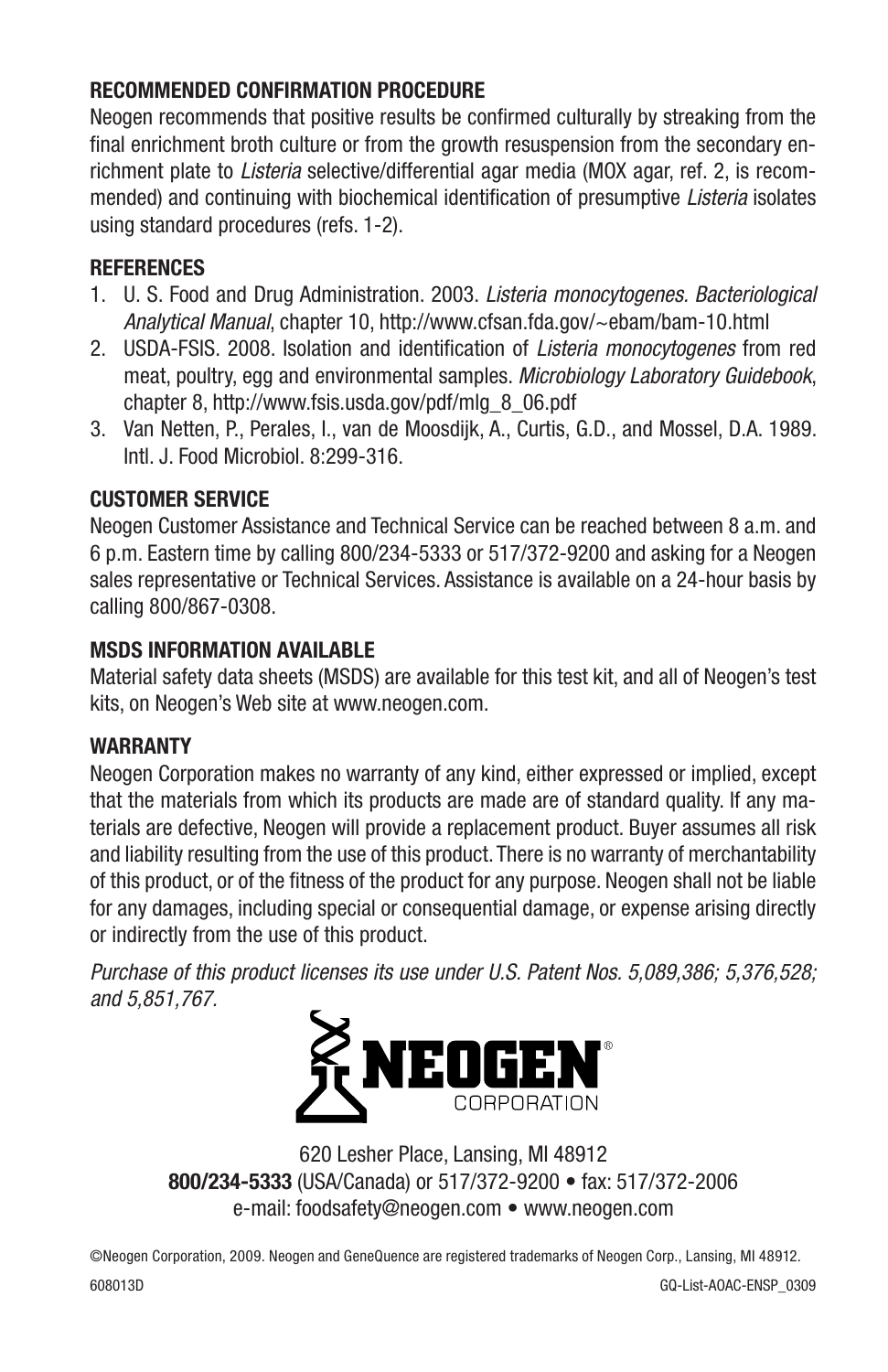**RECOMMENDED CONFIRMATION PROCEDURE**

Neogen recommends that positive results be confirmed culturally by streaking from the final enrichment broth culture or from the growth resuspension from the secondary enrichment plate to *Listeria* selective/differential agar media (MOX agar, ref. 2, is recommended) and continuing with biochemical identification of presumptive *Listeria* isolates using standard procedures (refs. 1-2).

**REFERENCES**

1. U. S. Food and Drug Administration. 2003. *Listeria monocytogenes. Bacteriological Analytical Manual*, chapter 10, http://www.cfsan.fda.gov/~ebam/bam-10.html
2. USDA-FSIS. 2008. Isolation and identification of *Listeria monocytogenes* from red meat, poultry, egg and environmental samples. *Microbiology Laboratory Guidebook*, chapter 8, http://www.fsis.usda.gov/pdf/mlg_8_06.pdf
3. Van Netten, P., Perales, I., van de Moosdijk, A., Curtis, G.D., and Mossel, D.A. 1989. Intl. J. Food Microbiol. 8:299-316.

**CUSTOMER SERVICE**

Neogen Customer Assistance and Technical Service can be reached between 8 a.m. and 6 p.m. Eastern time by calling 800/234-5333 or 517/372-9200 and asking for a Neogen sales representative or Technical Services. Assistance is available on a 24-hour basis by calling 800/867-0308.

**MSDS INFORMATION AVAILABLE**

Material safety data sheets (MSDS) are available for this test kit, and all of Neogen's test kits, on Neogen's Web site at www.neogen.com.

**WARRANTY**

Neogen Corporation makes no warranty of any kind, either expressed or implied, except that the materials from which its products are made are of standard quality. If any materials are defective, Neogen will provide a replacement product. Buyer assumes all risk and liability resulting from the use of this product. There is no warranty of merchantability of this product, or of the fitness of the product for any purpose. Neogen shall not be liable for any damages, including special or consequential damage, or expense arising directly or indirectly from the use of this product.

*Purchase of this product licenses its use under U.S. Patent Nos. 5,089,386; 5,376,528; and 5,851,767.*

NEOGEN® CORPORATION

620 Lesher Place, Lansing, MI 48912
**800/234-5333** (USA/Canada) or 517/372-9200 • fax: 517/372-2006
e-mail: foodsafety@neogen.com • www.neogen.com

©Neogen Corporation, 2009. Neogen and GeneQuence are registered trademarks of Neogen Corp., Lansing, MI 48912.

608013D GQ-List-AOAC-ENSP_0309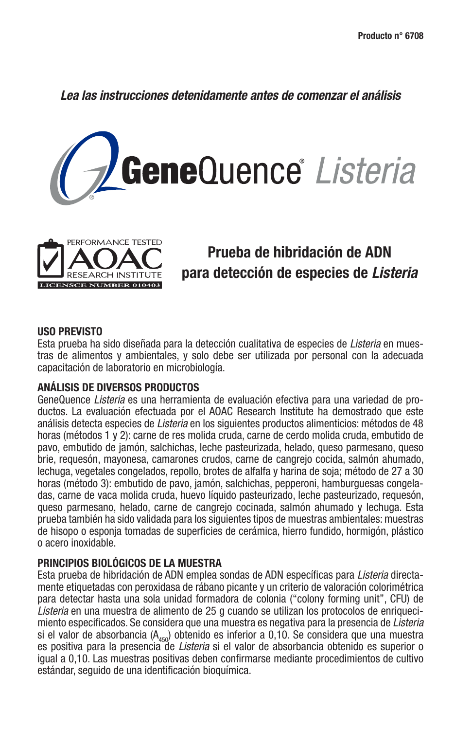Producto n° 6708

*Lea las instrucciones detenidamente antes de comenzar el análisis*

# GeneQuence® *Listeria*

PERFORMANCE TESTED AOAC RESEARCH INSTITUTE LICENSCE NUMBER 010403

## Prueba de hibridación de ADN para detección de especies de *Listeria*

### USO PREVISTO

Esta prueba ha sido diseñada para la detección cualitativa de especies de *Listeria* en muestras de alimentos y ambientales, y solo debe ser utilizada por personal con la adecuada capacitación de laboratorio en microbiología.

### ANÁLISIS DE DIVERSOS PRODUCTOS

GeneQuence *Listeria* es una herramienta de evaluación efectiva para una variedad de productos. La evaluación efectuada por el AOAC Research Institute ha demostrado que este análisis detecta especies de *Listeria* en los siguientes productos alimenticios: métodos de 48 horas (métodos 1 y 2): carne de res molida cruda, carne de cerdo molida cruda, embutido de pavo, embutido de jamón, salchichas, leche pasteurizada, helado, queso parmesano, queso brie, requesón, mayonesa, camarones crudos, carne de cangrejo cocida, salmón ahumado, lechuga, vegetales congelados, repollo, brotes de alfalfa y harina de soja; método de 27 a 30 horas (método 3): embutido de pavo, jamón, salchichas, pepperoni, hamburguesas congeladas, carne de vaca molida cruda, huevo líquido pasteurizado, leche pasteurizado, requesón, queso parmesano, helado, carne de cangrejo cocinada, salmón ahumado y lechuga. Esta prueba también ha sido validada para los siguientes tipos de muestras ambientales: muestras de hisopo o esponja tomadas de superficies de cerámica, hierro fundido, hormigón, plástico o acero inoxidable.

### PRINCIPIOS BIOLÓGICOS DE LA MUESTRA

Esta prueba de hibridación de ADN emplea sondas de ADN específicas para *Listeria* directamente etiquetadas con peroxidasa de rábano picante y un criterio de valoración colorimétrica para detectar hasta una sola unidad formadora de colonia ("colony forming unit", CFU) de *Listeria* en una muestra de alimento de 25 g cuando se utilizan los protocolos de enriquecimiento especificados. Se considera que una muestra es negativa para la presencia de *Listeria* si el valor de absorbancia ($A_{450}$) obtenido es inferior a 0,10. Se considera que una muestra es positiva para la presencia de *Listeria* si el valor de absorbancia obtenido es superior o igual a 0,10. Las muestras positivas deben confirmarse mediante procedimientos de cultivo estándar, seguido de una identificación bioquímica.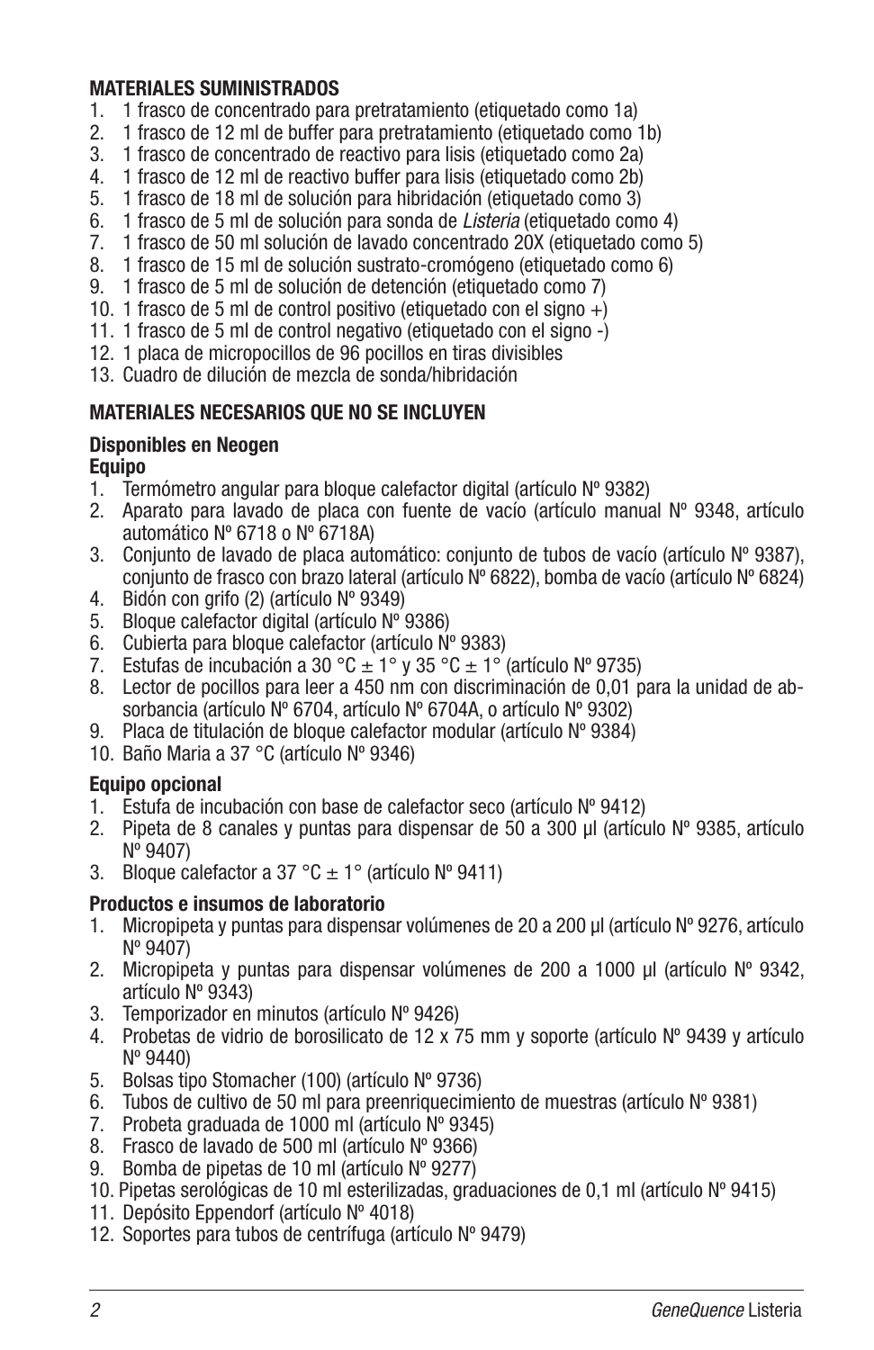**MATERIALES SUMINISTRADOS**

1. 1 frasco de concentrado para pretratamiento (etiquetado como 1a)
2. 1 frasco de 12 ml de buffer para pretratamiento (etiquetado como 1b)
3. 1 frasco de concentrado de reactivo para lisis (etiquetado como 2a)
4. 1 frasco de 12 ml de reactivo buffer para lisis (etiquetado como 2b)
5. 1 frasco de 18 ml de solución para hibridación (etiquetado como 3)
6. 1 frasco de 5 ml de solución para sonda de *Listeria* (etiquetado como 4)
7. 1 frasco de 50 ml solución de lavado concentrado 20X (etiquetado como 5)
8. 1 frasco de 15 ml de solución sustrato-cromógeno (etiquetado como 6)
9. 1 frasco de 5 ml de solución de detención (etiquetado como 7)
10. 1 frasco de 5 ml de control positivo (etiquetado con el signo +)
11. 1 frasco de 5 ml de control negativo (etiquetado con el signo -)
12. 1 placa de micropocillos de 96 pocillos en tiras divisibles
13. Cuadro de dilución de mezcla de sonda/hibridación

**MATERIALES NECESARIOS QUE NO SE INCLUYEN**

**Disponibles en Neogen**

**Equipo**

1. Termómetro angular para bloque calefactor digital (artículo Nº 9382)
2. Aparato para lavado de placa con fuente de vacío (artículo manual Nº 9348, artículo automático Nº 6718 o Nº 6718A)
3. Conjunto de lavado de placa automático: conjunto de tubos de vacío (artículo Nº 9387), conjunto de frasco con brazo lateral (artículo Nº 6822), bomba de vacío (artículo Nº 6824)
4. Bidón con grifo (2) (artículo Nº 9349)
5. Bloque calefactor digital (artículo Nº 9386)
6. Cubierta para bloque calefactor (artículo Nº 9383)
7. Estufas de incubación a 30 °C ± 1° y 35 °C ± 1° (artículo Nº 9735)
8. Lector de pocillos para leer a 450 nm con discriminación de 0,01 para la unidad de absorbancia (artículo Nº 6704, artículo Nº 6704A, o artículo Nº 9302)
9. Placa de titulación de bloque calefactor modular (artículo Nº 9384)
10. Baño Maria a 37 °C (artículo Nº 9346)

**Equipo opcional**

1. Estufa de incubación con base de calefactor seco (artículo Nº 9412)
2. Pipeta de 8 canales y puntas para dispensar de 50 a 300 µl (artículo Nº 9385, artículo Nº 9407)
3. Bloque calefactor a 37 °C ± 1° (artículo Nº 9411)

**Productos e insumos de laboratorio**

1. Micropipeta y puntas para dispensar volúmenes de 20 a 200 µl (artículo Nº 9276, artículo Nº 9407)
2. Micropipeta y puntas para dispensar volúmenes de 200 a 1000 µl (artículo Nº 9342, artículo Nº 9343)
3. Temporizador en minutos (artículo Nº 9426)
4. Probetas de vidrio de borosilicato de 12 x 75 mm y soporte (artículo Nº 9439 y artículo Nº 9440)
5. Bolsas tipo Stomacher (100) (artículo Nº 9736)
6. Tubos de cultivo de 50 ml para preenriquecimiento de muestras (artículo Nº 9381)
7. Probeta graduada de 1000 ml (artículo Nº 9345)
8. Frasco de lavado de 500 ml (artículo Nº 9366)
9. Bomba de pipetas de 10 ml (artículo Nº 9277)
10. Pipetas serológicas de 10 ml esterilizadas, graduaciones de 0,1 ml (artículo Nº 9415)
11. Depósito Eppendorf (artículo Nº 4018)
12. Soportes para tubos de centrífuga (artículo Nº 9479)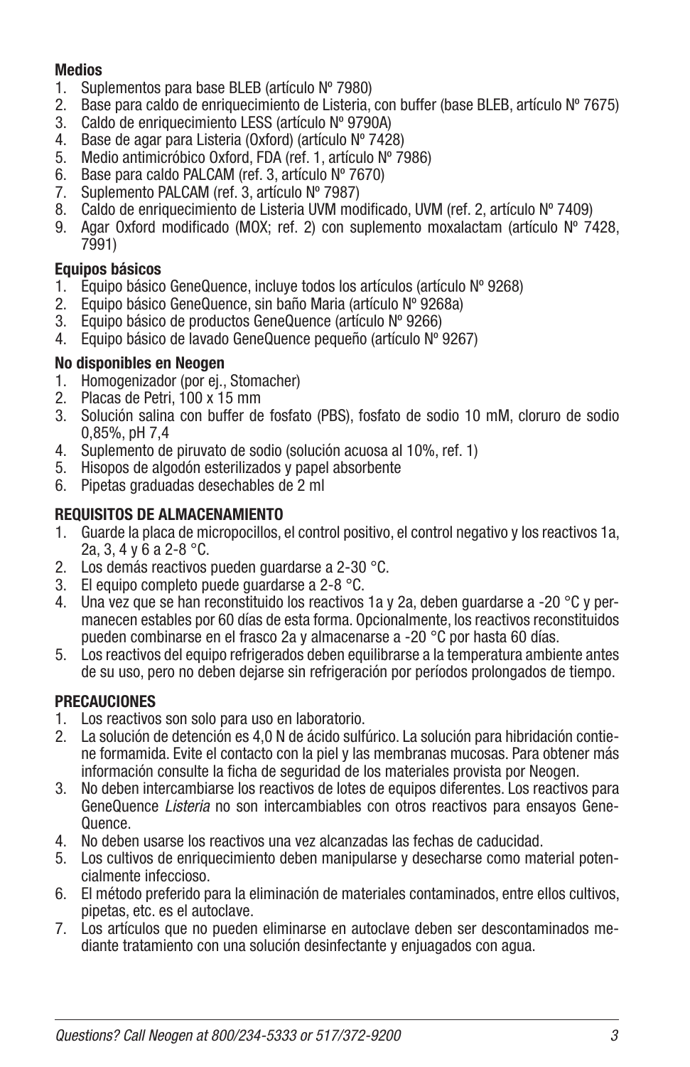**Medios**

1. Suplementos para base BLEB (artículo Nº 7980)
2. Base para caldo de enriquecimiento de Listeria, con buffer (base BLEB, artículo Nº 7675)
3. Caldo de enriquecimiento LESS (artículo Nº 9790A)
4. Base de agar para Listeria (Oxford) (artículo Nº 7428)
5. Medio antimicróbico Oxford, FDA (ref. 1, artículo Nº 7986)
6. Base para caldo PALCAM (ref. 3, artículo Nº 7670)
7. Suplemento PALCAM (ref. 3, artículo Nº 7987)
8. Caldo de enriquecimiento de Listeria UVM modificado, UVM (ref. 2, artículo Nº 7409)
9. Agar Oxford modificado (MOX; ref. 2) con suplemento moxalactam (artículo Nº 7428, 7991)

**Equipos básicos**

1. Equipo básico GeneQuence, incluye todos los artículos (artículo Nº 9268)
2. Equipo básico GeneQuence, sin baño Maria (artículo Nº 9268a)
3. Equipo básico de productos GeneQuence (artículo Nº 9266)
4. Equipo básico de lavado GeneQuence pequeño (artículo Nº 9267)

**No disponibles en Neogen**

1. Homogenizador (por ej., Stomacher)
2. Placas de Petri, 100 x 15 mm
3. Solución salina con buffer de fosfato (PBS), fosfato de sodio 10 mM, cloruro de sodio 0,85%, pH 7,4
4. Suplemento de piruvato de sodio (solución acuosa al 10%, ref. 1)
5. Hisopos de algodón esterilizados y papel absorbente
6. Pipetas graduadas desechables de 2 ml

**REQUISITOS DE ALMACENAMIENTO**

1. Guarde la placa de micropocillos, el control positivo, el control negativo y los reactivos 1a, 2a, 3, 4 y 6 a 2-8 °C.
2. Los demás reactivos pueden guardarse a 2-30 °C.
3. El equipo completo puede guardarse a 2-8 °C.
4. Una vez que se han reconstituido los reactivos 1a y 2a, deben guardarse a -20 °C y permanecen estables por 60 días de esta forma. Opcionalmente, los reactivos reconstituidos pueden combinarse en el frasco 2a y almacenarse a -20 °C por hasta 60 días.
5. Los reactivos del equipo refrigerados deben equilibrarse a la temperatura ambiente antes de su uso, pero no deben dejarse sin refrigeración por períodos prolongados de tiempo.

**PRECAUCIONES**

1. Los reactivos son solo para uso en laboratorio.
2. La solución de detención es 4,0 N de ácido sulfúrico. La solución para hibridación contiene formamida. Evite el contacto con la piel y las membranas mucosas. Para obtener más información consulte la ficha de seguridad de los materiales provista por Neogen.
3. No deben intercambiarse los reactivos de lotes de equipos diferentes. Los reactivos para GeneQuence *Listeria* no son intercambiables con otros reactivos para ensayos GeneQuence.
4. No deben usarse los reactivos una vez alcanzadas las fechas de caducidad.
5. Los cultivos de enriquecimiento deben manipularse y desecharse como material potencialmente infeccioso.
6. El método preferido para la eliminación de materiales contaminados, entre ellos cultivos, pipetas, etc. es el autoclave.
7. Los artículos que no pueden eliminarse en autoclave deben ser descontaminados mediante tratamiento con una solución desinfectante y enjuagados con agua.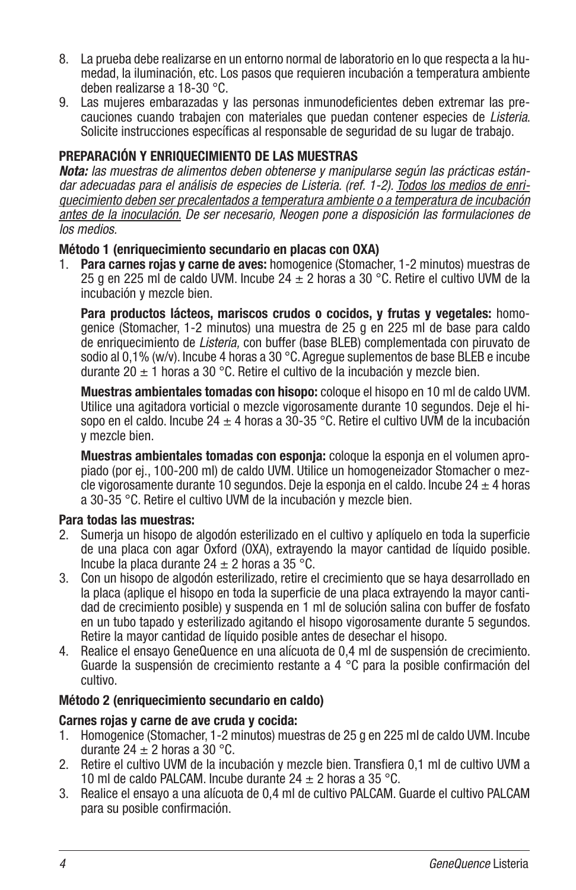8. La prueba debe realizarse en un entorno normal de laboratorio en lo que respecta a la humedad, la iluminación, etc. Los pasos que requieren incubación a temperatura ambiente deben realizarse a 18-30 °C.
9. Las mujeres embarazadas y las personas inmunodeficientes deben extremar las precauciones cuando trabajen con materiales que puedan contener especies de *Listeria*. Solicite instrucciones específicas al responsable de seguridad de su lugar de trabajo.

**PREPARACIÓN Y ENRIQUECIMIENTO DE LAS MUESTRAS**

***Nota:*** *las muestras de alimentos deben obtenerse y manipularse según las prácticas estándar adecuadas para el análisis de especies de Listeria. (ref. 1-2).* *<u>Todos los medios de enriquecimiento deben ser precalentados a temperatura ambiente o a temperatura de incubación antes de la inoculación.</u>* *De ser necesario, Neogen pone a disposición las formulaciones de los medios.*

**Método 1 (enriquecimiento secundario en placas con OXA)**

1. **Para carnes rojas y carne de aves:** homogenice (Stomacher, 1-2 minutos) muestras de 25 g en 225 ml de caldo UVM. Incube 24 ± 2 horas a 30 °C. Retire el cultivo UVM de la incubación y mezcle bien.

   **Para productos lácteos, mariscos crudos o cocidos, y frutas y vegetales:** homogenice (Stomacher, 1-2 minutos) una muestra de 25 g en 225 ml de base para caldo de enriquecimiento de *Listeria,* con buffer (base BLEB) complementada con piruvato de sodio al 0,1% (w/v). Incube 4 horas a 30 °C. Agregue suplementos de base BLEB e incube durante 20 ± 1 horas a 30 °C. Retire el cultivo de la incubación y mezcle bien.

   **Muestras ambientales tomadas con hisopo:** coloque el hisopo en 10 ml de caldo UVM. Utilice una agitadora vorticial o mezcle vigorosamente durante 10 segundos. Deje el hisopo en el caldo. Incube 24 ± 4 horas a 30-35 °C. Retire el cultivo UVM de la incubación y mezcle bien.

   **Muestras ambientales tomadas con esponja:** coloque la esponja en el volumen apropiado (por ej., 100-200 ml) de caldo UVM. Utilice un homogeneizador Stomacher o mezcle vigorosamente durante 10 segundos. Deje la esponja en el caldo. Incube 24 ± 4 horas a 30-35 °C. Retire el cultivo UVM de la incubación y mezcle bien.

**Para todas las muestras:**

2. Sumerja un hisopo de algodón esterilizado en el cultivo y aplíquelo en toda la superficie de una placa con agar Oxford (OXA), extrayendo la mayor cantidad de líquido posible. Incube la placa durante 24 ± 2 horas a 35 °C.
3. Con un hisopo de algodón esterilizado, retire el crecimiento que se haya desarrollado en la placa (aplique el hisopo en toda la superficie de una placa extrayendo la mayor cantidad de crecimiento posible) y suspenda en 1 ml de solución salina con buffer de fosfato en un tubo tapado y esterilizado agitando el hisopo vigorosamente durante 5 segundos. Retire la mayor cantidad de líquido posible antes de desechar el hisopo.
4. Realice el ensayo GeneQuence en una alícuota de 0,4 ml de suspensión de crecimiento. Guarde la suspensión de crecimiento restante a 4 °C para la posible confirmación del cultivo.

**Método 2 (enriquecimiento secundario en caldo)**

**Carnes rojas y carne de ave cruda y cocida:**

1. Homogenice (Stomacher, 1-2 minutos) muestras de 25 g en 225 ml de caldo UVM. Incube durante 24 ± 2 horas a 30 °C.
2. Retire el cultivo UVM de la incubación y mezcle bien. Transfiera 0,1 ml de cultivo UVM a 10 ml de caldo PALCAM. Incube durante 24 ± 2 horas a 35 °C.
3. Realice el ensayo a una alícuota de 0,4 ml de cultivo PALCAM. Guarde el cultivo PALCAM para su posible confirmación.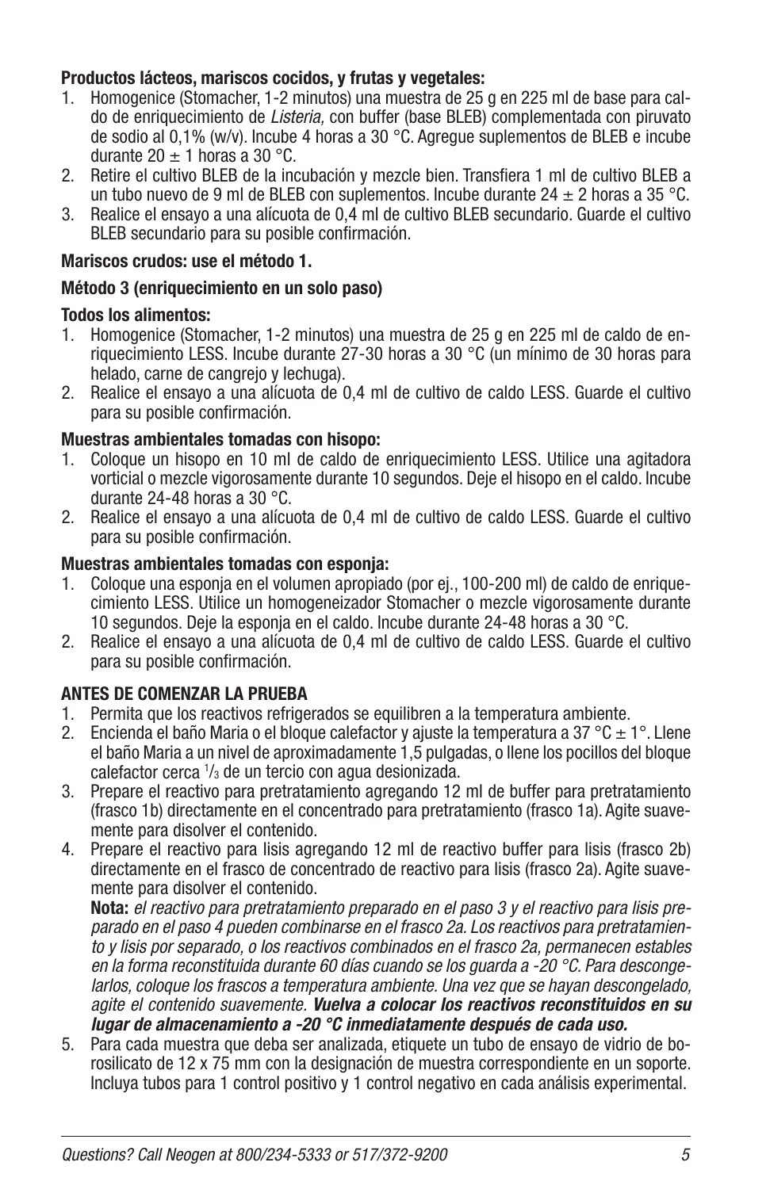**Productos lácteos, mariscos cocidos, y frutas y vegetales:**

1. Homogenice (Stomacher, 1-2 minutos) una muestra de 25 g en 225 ml de base para caldo de enriquecimiento de *Listeria,* con buffer (base BLEB) complementada con piruvato de sodio al 0,1% (w/v). Incube 4 horas a 30 °C. Agregue suplementos de BLEB e incube durante 20 ± 1 horas a 30 °C.
2. Retire el cultivo BLEB de la incubación y mezcle bien. Transfiera 1 ml de cultivo BLEB a un tubo nuevo de 9 ml de BLEB con suplementos. Incube durante 24 ± 2 horas a 35 °C.
3. Realice el ensayo a una alícuota de 0,4 ml de cultivo BLEB secundario. Guarde el cultivo BLEB secundario para su posible confirmación.

**Mariscos crudos: use el método 1.**

**Método 3 (enriquecimiento en un solo paso)**

**Todos los alimentos:**

1. Homogenice (Stomacher, 1-2 minutos) una muestra de 25 g en 225 ml de caldo de enriquecimiento LESS. Incube durante 27-30 horas a 30 °C (un mínimo de 30 horas para helado, carne de cangrejo y lechuga).
2. Realice el ensayo a una alícuota de 0,4 ml de cultivo de caldo LESS. Guarde el cultivo para su posible confirmación.

**Muestras ambientales tomadas con hisopo:**

1. Coloque un hisopo en 10 ml de caldo de enriquecimiento LESS. Utilice una agitadora vorticial o mezcle vigorosamente durante 10 segundos. Deje el hisopo en el caldo. Incube durante 24-48 horas a 30 °C.
2. Realice el ensayo a una alícuota de 0,4 ml de cultivo de caldo LESS. Guarde el cultivo para su posible confirmación.

**Muestras ambientales tomadas con esponja:**

1. Coloque una esponja en el volumen apropiado (por ej., 100-200 ml) de caldo de enriquecimiento LESS. Utilice un homogeneizador Stomacher o mezcle vigorosamente durante 10 segundos. Deje la esponja en el caldo. Incube durante 24-48 horas a 30 °C.
2. Realice el ensayo a una alícuota de 0,4 ml de cultivo de caldo LESS. Guarde el cultivo para su posible confirmación.

**ANTES DE COMENZAR LA PRUEBA**

1. Permita que los reactivos refrigerados se equilibren a la temperatura ambiente.
2. Encienda el baño Maria o el bloque calefactor y ajuste la temperatura a 37 °C ± 1°. Llene el baño Maria a un nivel de aproximadamente 1,5 pulgadas, o llene los pocillos del bloque calefactor cerca 1/3 de un tercio con agua desionizada.
3. Prepare el reactivo para pretratamiento agregando 12 ml de buffer para pretratamiento (frasco 1b) directamente en el concentrado para pretratamiento (frasco 1a). Agite suavemente para disolver el contenido.
4. Prepare el reactivo para lisis agregando 12 ml de reactivo buffer para lisis (frasco 2b) directamente en el frasco de concentrado de reactivo para lisis (frasco 2a). Agite suavemente para disolver el contenido.
   **Nota:** *el reactivo para pretratamiento preparado en el paso 3 y el reactivo para lisis preparado en el paso 4 pueden combinarse en el frasco 2a. Los reactivos para pretratamiento y lisis por separado, o los reactivos combinados en el frasco 2a, permanecen estables en la forma reconstituida durante 60 días cuando se los guarda a -20 °C. Para descongelarlos, coloque los frascos a temperatura ambiente. Una vez que se hayan descongelado, agite el contenido suavemente.* ***Vuelva a colocar los reactivos reconstituidos en su lugar de almacenamiento a -20 °C inmediatamente después de cada uso.***
5. Para cada muestra que deba ser analizada, etiquete un tubo de ensayo de vidrio de borosilicato de 12 x 75 mm con la designación de muestra correspondiente en un soporte. Incluya tubos para 1 control positivo y 1 control negativo en cada análisis experimental.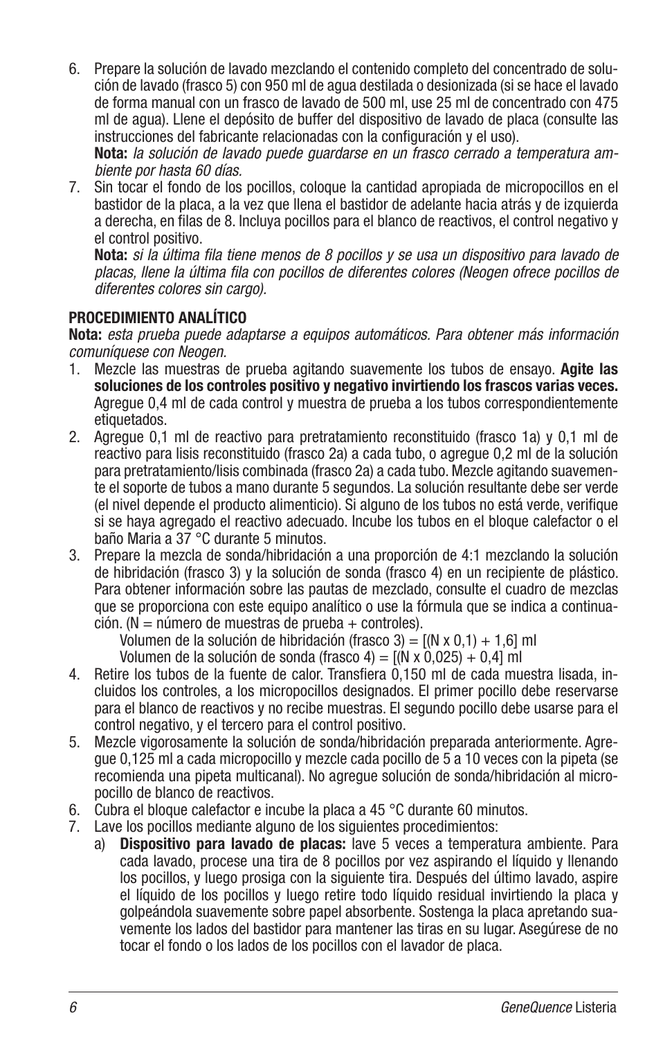6. Prepare la solución de lavado mezclando el contenido completo del concentrado de solución de lavado (frasco 5) con 950 ml de agua destilada o desionizada (si se hace el lavado de forma manual con un frasco de lavado de 500 ml, use 25 ml de concentrado con 475 ml de agua). Llene el depósito de buffer del dispositivo de lavado de placa (consulte las instrucciones del fabricante relacionadas con la configuración y el uso).
   **Nota:** *la solución de lavado puede guardarse en un frasco cerrado a temperatura ambiente por hasta 60 días.*
7. Sin tocar el fondo de los pocillos, coloque la cantidad apropiada de micropocillos en el bastidor de la placa, a la vez que llena el bastidor de adelante hacia atrás y de izquierda a derecha, en filas de 8. Incluya pocillos para el blanco de reactivos, el control negativo y el control positivo.
   **Nota:** *si la última fila tiene menos de 8 pocillos y se usa un dispositivo para lavado de placas, llene la última fila con pocillos de diferentes colores (Neogen ofrece pocillos de diferentes colores sin cargo).*

**PROCEDIMIENTO ANALÍTICO**

**Nota:** *esta prueba puede adaptarse a equipos automáticos. Para obtener más información comuníquese con Neogen.*

1. Mezcle las muestras de prueba agitando suavemente los tubos de ensayo. **Agite las soluciones de los controles positivo y negativo invirtiendo los frascos varias veces.** Agregue 0,4 ml de cada control y muestra de prueba a los tubos correspondientemente etiquetados.
2. Agregue 0,1 ml de reactivo para pretratamiento reconstituido (frasco 1a) y 0,1 ml de reactivo para lisis reconstituido (frasco 2a) a cada tubo, o agregue 0,2 ml de la solución para pretratamiento/lisis combinada (frasco 2a) a cada tubo. Mezcle agitando suavemente el soporte de tubos a mano durante 5 segundos. La solución resultante debe ser verde (el nivel depende el producto alimenticio). Si alguno de los tubos no está verde, verifique si se haya agregado el reactivo adecuado. Incube los tubos en el bloque calefactor o el baño Maria a 37 °C durante 5 minutos.
3. Prepare la mezcla de sonda/hibridación a una proporción de 4:1 mezclando la solución de hibridación (frasco 3) y la solución de sonda (frasco 4) en un recipiente de plástico. Para obtener información sobre las pautas de mezclado, consulte el cuadro de mezclas que se proporciona con este equipo analítico o use la fórmula que se indica a continuación. (N = número de muestras de prueba + controles).
   Volumen de la solución de hibridación (frasco 3) = [(N x 0,1) + 1,6] ml
   Volumen de la solución de sonda (frasco 4) = [(N x 0,025) + 0,4] ml
4. Retire los tubos de la fuente de calor. Transfiera 0,150 ml de cada muestra lisada, incluidos los controles, a los micropocillos designados. El primer pocillo debe reservarse para el blanco de reactivos y no recibe muestras. El segundo pocillo debe usarse para el control negativo, y el tercero para el control positivo.
5. Mezcle vigorosamente la solución de sonda/hibridación preparada anteriormente. Agregue 0,125 ml a cada micropocillo y mezcle cada pocillo de 5 a 10 veces con la pipeta (se recomienda una pipeta multicanal). No agregue solución de sonda/hibridación al micropocillo de blanco de reactivos.
6. Cubra el bloque calefactor e incube la placa a 45 °C durante 60 minutos.
7. Lave los pocillos mediante alguno de los siguientes procedimientos:
   a) **Dispositivo para lavado de placas:** lave 5 veces a temperatura ambiente. Para cada lavado, procese una tira de 8 pocillos por vez aspirando el líquido y llenando los pocillos, y luego prosiga con la siguiente tira. Después del último lavado, aspire el líquido de los pocillos y luego retire todo líquido residual invirtiendo la placa y golpeándola suavemente sobre papel absorbente. Sostenga la placa apretando suavemente los lados del bastidor para mantener las tiras en su lugar. Asegúrese de no tocar el fondo o los lados de los pocillos con el lavador de placa.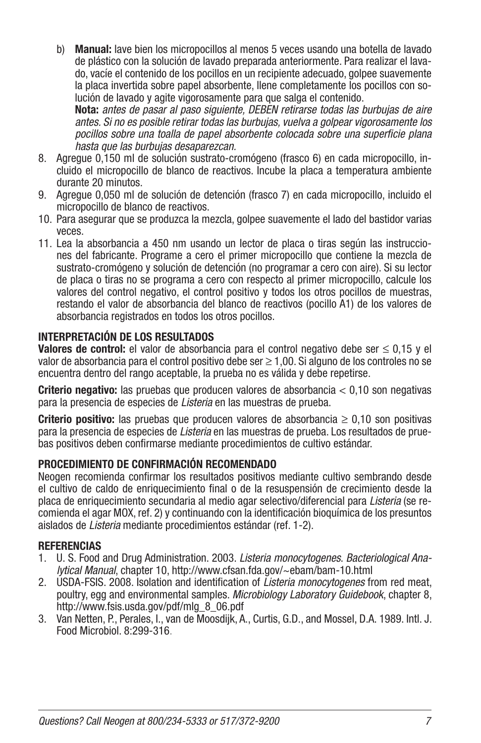b) **Manual:** lave bien los micropocillos al menos 5 veces usando una botella de lavado de plástico con la solución de lavado preparada anteriormente. Para realizar el lavado, vacíe el contenido de los pocillos en un recipiente adecuado, golpee suavemente la placa invertida sobre papel absorbente, llene completamente los pocillos con solución de lavado y agite vigorosamente para que salga el contenido.
**Nota:** *antes de pasar al paso siguiente, DEBEN retirarse todas las burbujas de aire antes. Si no es posible retirar todas las burbujas, vuelva a golpear vigorosamente los pocillos sobre una toalla de papel absorbente colocada sobre una superficie plana hasta que las burbujas desaparezcan.*

8. Agregue 0,150 ml de solución sustrato-cromógeno (frasco 6) en cada micropocillo, incluido el micropocillo de blanco de reactivos. Incube la placa a temperatura ambiente durante 20 minutos.
9. Agregue 0,050 ml de solución de detención (frasco 7) en cada micropocillo, incluido el micropocillo de blanco de reactivos.
10. Para asegurar que se produzca la mezcla, golpee suavemente el lado del bastidor varias veces.
11. Lea la absorbancia a 450 nm usando un lector de placa o tiras según las instrucciones del fabricante. Programe a cero el primer micropocillo que contiene la mezcla de sustrato-cromógeno y solución de detención (no programar a cero con aire). Si su lector de placa o tiras no se programa a cero con respecto al primer micropocillo, calcule los valores del control negativo, el control positivo y todos los otros pocillos de muestras, restando el valor de absorbancia del blanco de reactivos (pocillo A1) de los valores de absorbancia registrados en todos los otros pocillos.

## INTERPRETACIÓN DE LOS RESULTADOS

**Valores de control:** el valor de absorbancia para el control negativo debe ser $\leq$ 0,15 y el valor de absorbancia para el control positivo debe ser $\geq$ 1,00. Si alguno de los controles no se encuentra dentro del rango aceptable, la prueba no es válida y debe repetirse.

**Criterio negativo:** las pruebas que producen valores de absorbancia < 0,10 son negativas para la presencia de especies de *Listeria* en las muestras de prueba.

**Criterio positivo:** las pruebas que producen valores de absorbancia $\geq$ 0,10 son positivas para la presencia de especies de *Listeria* en las muestras de prueba. Los resultados de pruebas positivos deben confirmarse mediante procedimientos de cultivo estándar.

## PROCEDIMIENTO DE CONFIRMACIÓN RECOMENDADO

Neogen recomienda confirmar los resultados positivos mediante cultivo sembrando desde el cultivo de caldo de enriquecimiento final o de la resuspensión de crecimiento desde la placa de enriquecimiento secundaria al medio agar selectivo/diferencial para *Listeria* (se recomienda el agar MOX, ref. 2) y continuando con la identificación bioquímica de los presuntos aislados de *Listeria* mediante procedimientos estándar (ref. 1-2).

## REFERENCIAS

1. U. S. Food and Drug Administration. 2003. *Listeria monocytogenes*. *Bacteriological Analytical Manual*, chapter 10, http://www.cfsan.fda.gov/~ebam/bam-10.html
2. USDA-FSIS. 2008. Isolation and identification of *Listeria monocytogenes* from red meat, poultry, egg and environmental samples. *Microbiology Laboratory Guidebook*, chapter 8, http://www.fsis.usda.gov/pdf/mlg_8_06.pdf
3. Van Netten, P., Perales, I., van de Moosdijk, A., Curtis, G.D., and Mossel, D.A. 1989. Intl. J. Food Microbiol. 8:299-316.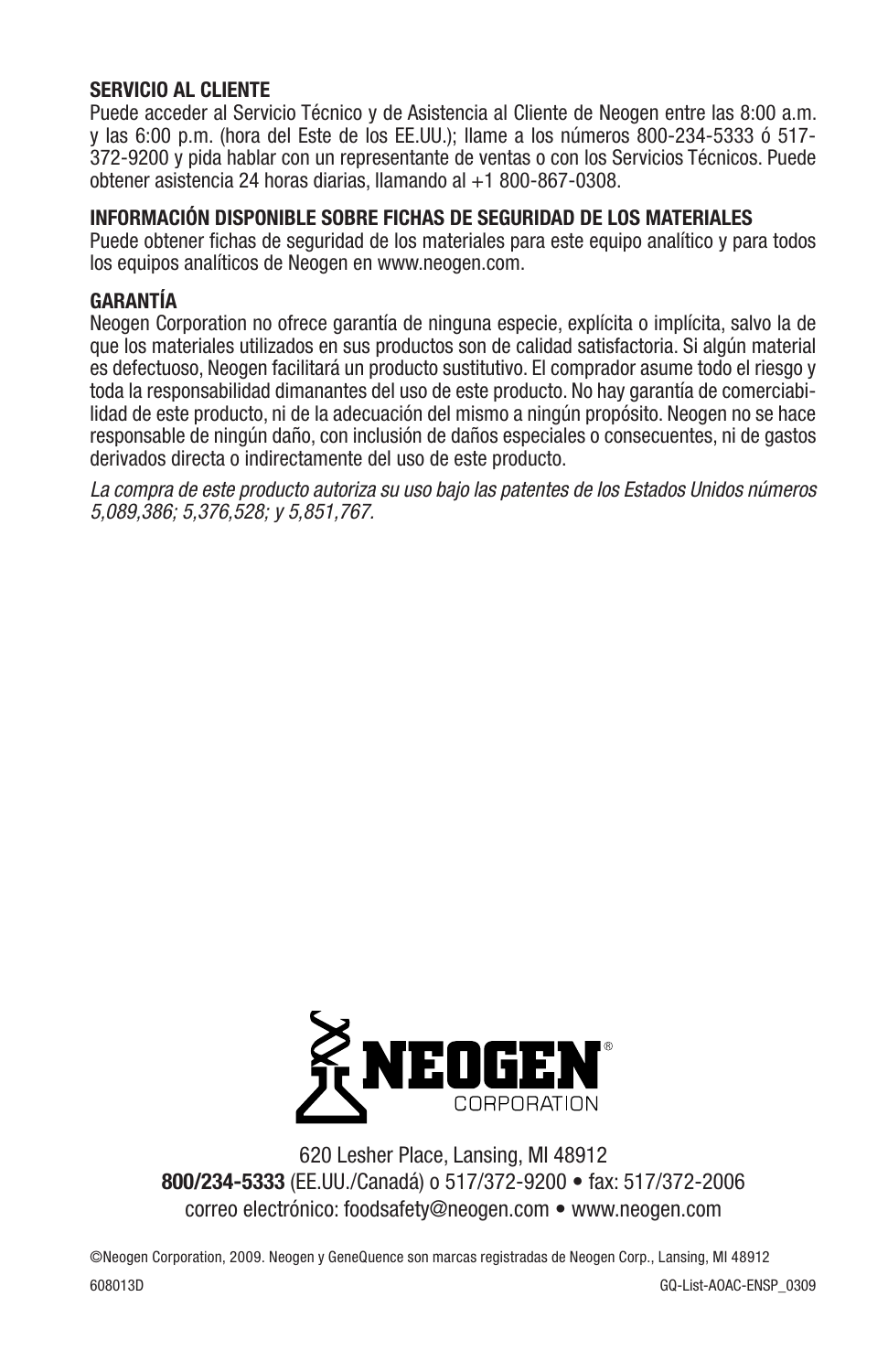**SERVICIO AL CLIENTE**

Puede acceder al Servicio Técnico y de Asistencia al Cliente de Neogen entre las 8:00 a.m. y las 6:00 p.m. (hora del Este de los EE.UU.); llame a los números 800-234-5333 ó 517-372-9200 y pida hablar con un representante de ventas o con los Servicios Técnicos. Puede obtener asistencia 24 horas diarias, llamando al +1 800-867-0308.

**INFORMACIÓN DISPONIBLE SOBRE FICHAS DE SEGURIDAD DE LOS MATERIALES**

Puede obtener fichas de seguridad de los materiales para este equipo analítico y para todos los equipos analíticos de Neogen en www.neogen.com.

**GARANTÍA**

Neogen Corporation no ofrece garantía de ninguna especie, explícita o implícita, salvo la de que los materiales utilizados en sus productos son de calidad satisfactoria. Si algún material es defectuoso, Neogen facilitará un producto sustitutivo. El comprador asume todo el riesgo y toda la responsabilidad dimanantes del uso de este producto. No hay garantía de comerciabilidad de este producto, ni de la adecuación del mismo a ningún propósito. Neogen no se hace responsable de ningún daño, con inclusión de daños especiales o consecuentes, ni de gastos derivados directa o indirectamente del uso de este producto.

*La compra de este producto autoriza su uso bajo las patentes de los Estados Unidos números 5,089,386; 5,376,528; y 5,851,767.*

NEOGEN® CORPORATION

620 Lesher Place, Lansing, MI 48912
**800/234-5333** (EE.UU./Canadá) o 517/372-9200 • fax: 517/372-2006
correo electrónico: foodsafety@neogen.com • www.neogen.com

©Neogen Corporation, 2009. Neogen y GeneQuence son marcas registradas de Neogen Corp., Lansing, MI 48912

608013D GQ-List-AOAC-ENSP_0309